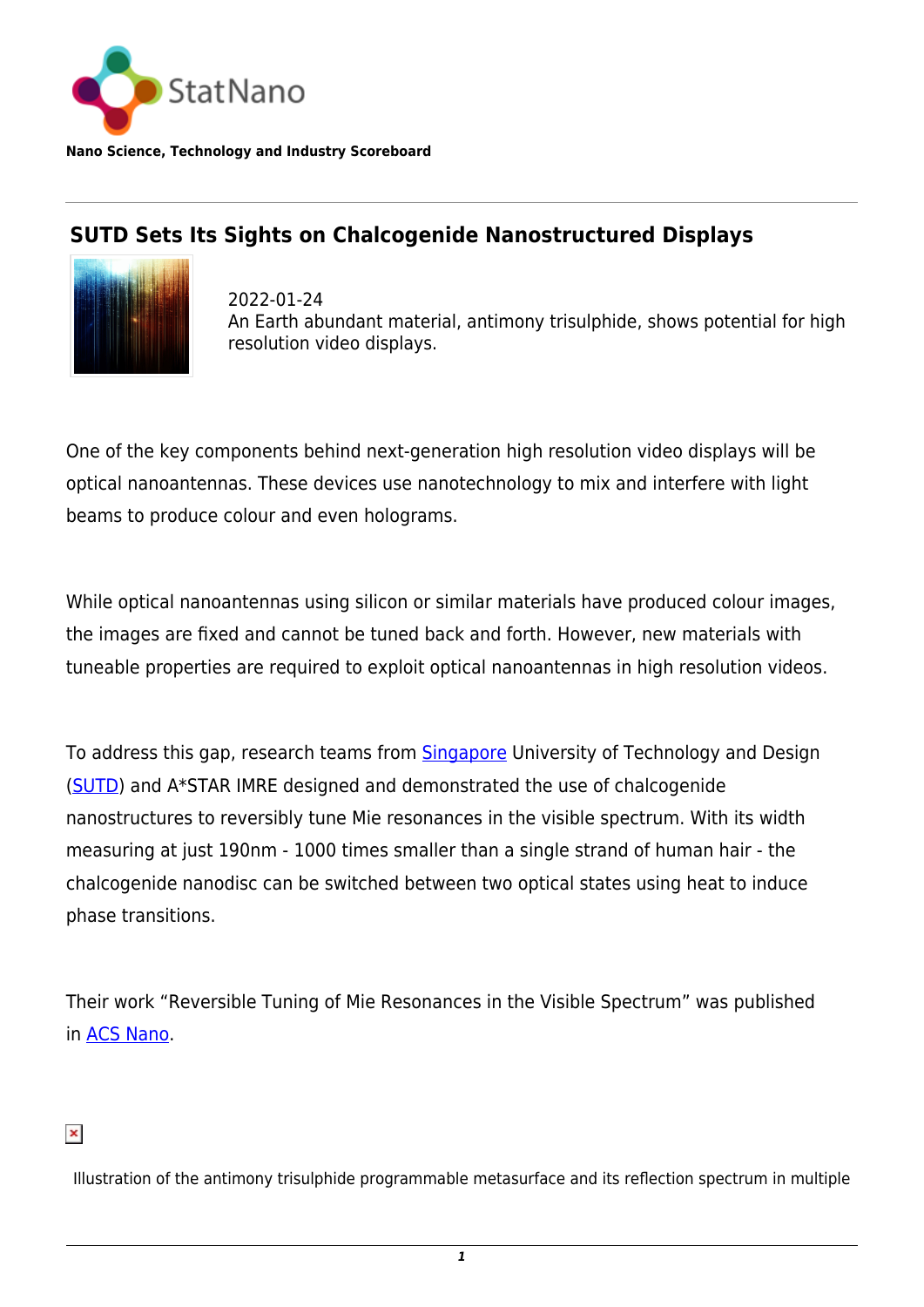StatNano

**Nano Science, Technology and Industry Scoreboard**

## SUTD Sets Its Sights on Chalcogenide Nanostructured Displays

2022-01-24
An Earth abundant material, antimony trisulphide, shows potential for high resolution video displays.

One of the key components behind next-generation high resolution video displays will be optical nanoantennas. These devices use nanotechnology to mix and interfere with light beams to produce colour and even holograms.

While optical nanoantennas using silicon or similar materials have produced colour images, the images are fixed and cannot be tuned back and forth. However, new materials with tuneable properties are required to exploit optical nanoantennas in high resolution videos.

To address this gap, research teams from Singapore University of Technology and Design (SUTD) and A*STAR IMRE designed and demonstrated the use of chalcogenide nanostructures to reversibly tune Mie resonances in the visible spectrum. With its width measuring at just 190nm - 1000 times smaller than a single strand of human hair - the chalcogenide nanodisc can be switched between two optical states using heat to induce phase transitions.

Their work “Reversible Tuning of Mie Resonances in the Visible Spectrum” was published in ACS Nano.

Illustration of the antimony trisulphide programmable metasurface and its reflection spectrum in multiple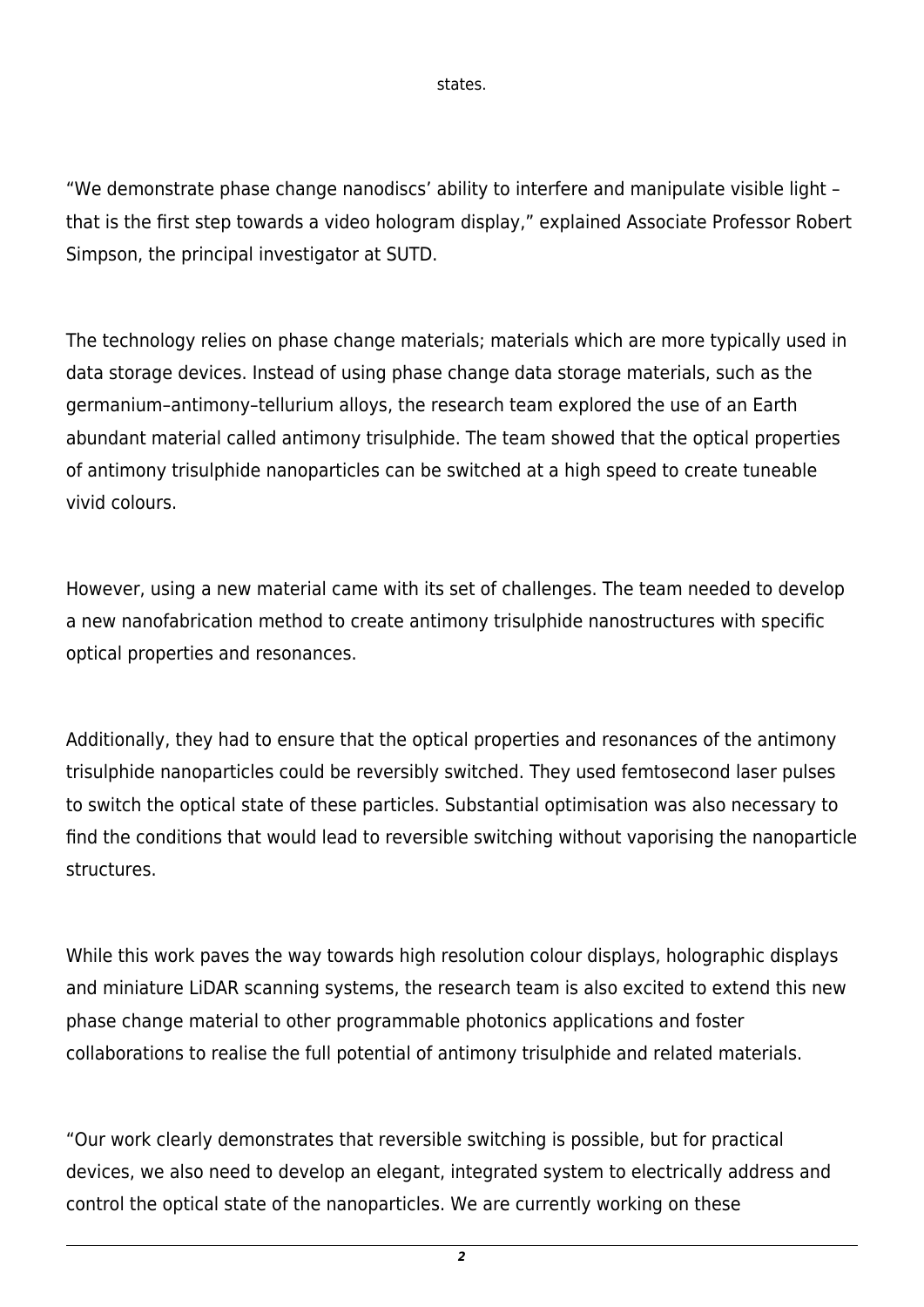states.

“We demonstrate phase change nanodiscs’ ability to interfere and manipulate visible light – that is the first step towards a video hologram display,” explained Associate Professor Robert Simpson, the principal investigator at SUTD.

The technology relies on phase change materials; materials which are more typically used in data storage devices. Instead of using phase change data storage materials, such as the germanium–antimony–tellurium alloys, the research team explored the use of an Earth abundant material called antimony trisulphide. The team showed that the optical properties of antimony trisulphide nanoparticles can be switched at a high speed to create tuneable vivid colours.

However, using a new material came with its set of challenges. The team needed to develop a new nanofabrication method to create antimony trisulphide nanostructures with specific optical properties and resonances.

Additionally, they had to ensure that the optical properties and resonances of the antimony trisulphide nanoparticles could be reversibly switched. They used femtosecond laser pulses to switch the optical state of these particles. Substantial optimisation was also necessary to find the conditions that would lead to reversible switching without vaporising the nanoparticle structures.

While this work paves the way towards high resolution colour displays, holographic displays and miniature LiDAR scanning systems, the research team is also excited to extend this new phase change material to other programmable photonics applications and foster collaborations to realise the full potential of antimony trisulphide and related materials.

“Our work clearly demonstrates that reversible switching is possible, but for practical devices, we also need to develop an elegant, integrated system to electrically address and control the optical state of the nanoparticles. We are currently working on these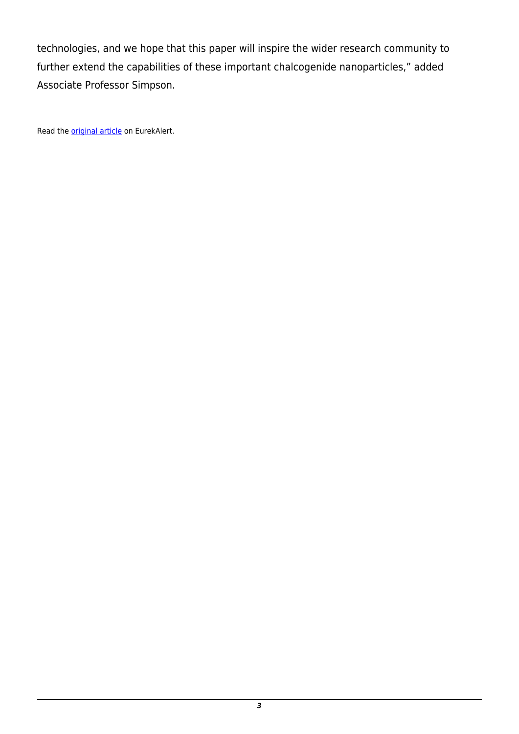technologies, and we hope that this paper will inspire the wider research community to further extend the capabilities of these important chalcogenide nanoparticles," added Associate Professor Simpson.

Read the original article on EurekAlert.